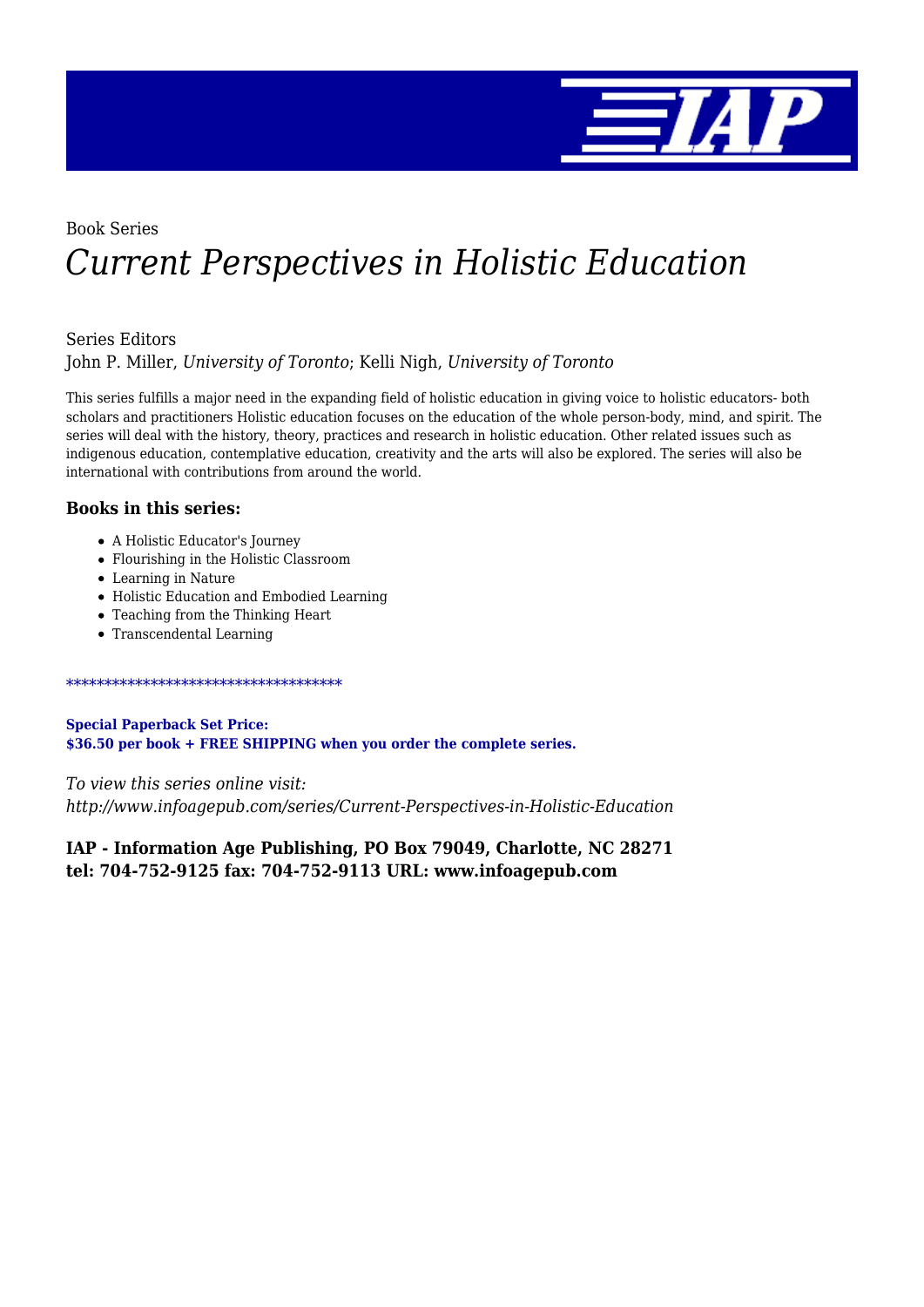Book Series

# *Current Perspectives in Holistic Education*

Series Editors
John P. Miller, *University of Toronto*; Kelli Nigh, *University of Toronto*

This series fulfills a major need in the expanding field of holistic education in giving voice to holistic educators- both scholars and practitioners Holistic education focuses on the education of the whole person-body, mind, and spirit. The series will deal with the history, theory, practices and research in holistic education. Other related issues such as indigenous education, contemplative education, creativity and the arts will also be explored. The series will also be international with contributions from around the world.

### Books in this series:

- A Holistic Educator's Journey
- Flourishing in the Holistic Classroom
- Learning in Nature
- Holistic Education and Embodied Learning
- Teaching from the Thinking Heart
- Transcendental Learning

************************************

**Special Paperback Set Price:**
**$36.50 per book + FREE SHIPPING when you order the complete series.**

*To view this series online visit:*
*http://www.infoagepub.com/series/Current-Perspectives-in-Holistic-Education*

**IAP - Information Age Publishing, PO Box 79049, Charlotte, NC 28271**
**tel: 704-752-9125 fax: 704-752-9113 URL: www.infoagepub.com**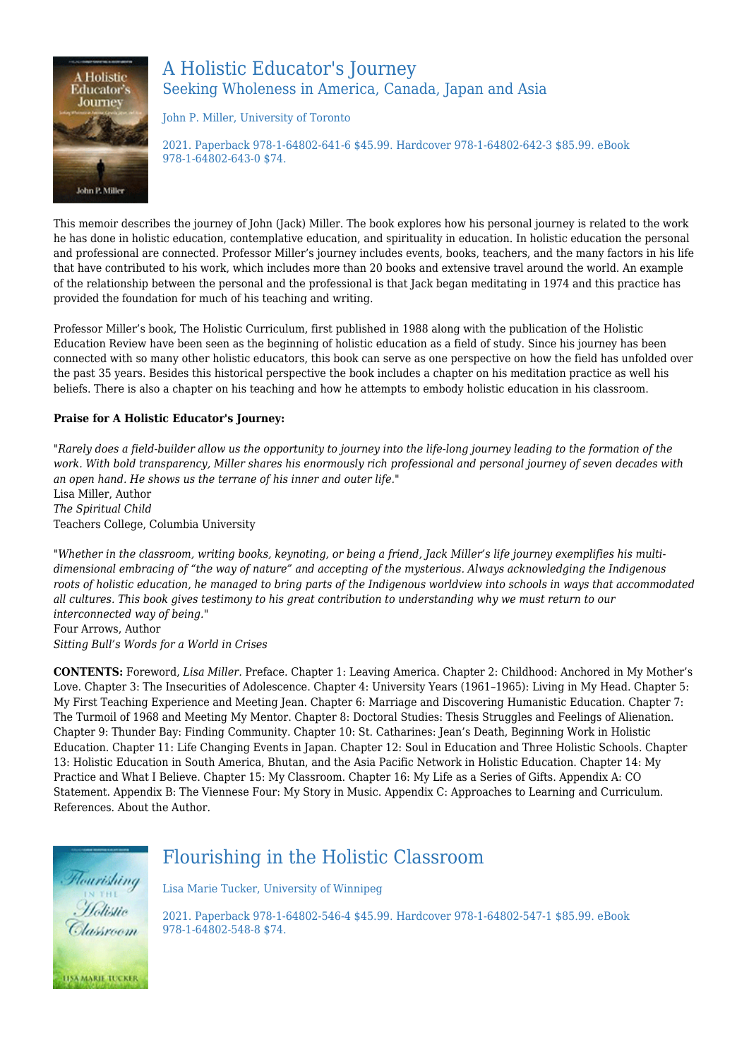## A Holistic Educator's Journey

### Seeking Wholeness in America, Canada, Japan and Asia

John P. Miller, University of Toronto

2021. Paperback 978-1-64802-641-6 $45.99. Hardcover 978-1-64802-642-3 $85.99. eBook 978-1-64802-643-0 $74.

This memoir describes the journey of John (Jack) Miller. The book explores how his personal journey is related to the work he has done in holistic education, contemplative education, and spirituality in education. In holistic education the personal and professional are connected. Professor Miller's journey includes events, books, teachers, and the many factors in his life that have contributed to his work, which includes more than 20 books and extensive travel around the world. An example of the relationship between the personal and the professional is that Jack began meditating in 1974 and this practice has provided the foundation for much of his teaching and writing.

Professor Miller's book, The Holistic Curriculum, first published in 1988 along with the publication of the Holistic Education Review have been seen as the beginning of holistic education as a field of study. Since his journey has been connected with so many other holistic educators, this book can serve as one perspective on how the field has unfolded over the past 35 years. Besides this historical perspective the book includes a chapter on his meditation practice as well his beliefs. There is also a chapter on his teaching and how he attempts to embody holistic education in his classroom.

**Praise for A Holistic Educator's Journey:**

"*Rarely does a field-builder allow us the opportunity to journey into the life-long journey leading to the formation of the work. With bold transparency, Miller shares his enormously rich professional and personal journey of seven decades with an open hand. He shows us the terrane of his inner and outer life.*"
Lisa Miller, Author
*The Spiritual Child*
Teachers College, Columbia University

"*Whether in the classroom, writing books, keynoting, or being a friend, Jack Miller's life journey exemplifies his multi-dimensional embracing of "the way of nature" and accepting of the mysterious. Always acknowledging the Indigenous roots of holistic education, he managed to bring parts of the Indigenous worldview into schools in ways that accommodated all cultures. This book gives testimony to his great contribution to understanding why we must return to our interconnected way of being.*"
Four Arrows, Author
*Sitting Bull's Words for a World in Crises*

**CONTENTS:** Foreword, *Lisa Miller.* Preface. Chapter 1: Leaving America. Chapter 2: Childhood: Anchored in My Mother's Love. Chapter 3: The Insecurities of Adolescence. Chapter 4: University Years (1961–1965): Living in My Head. Chapter 5: My First Teaching Experience and Meeting Jean. Chapter 6: Marriage and Discovering Humanistic Education. Chapter 7: The Turmoil of 1968 and Meeting My Mentor. Chapter 8: Doctoral Studies: Thesis Struggles and Feelings of Alienation. Chapter 9: Thunder Bay: Finding Community. Chapter 10: St. Catharines: Jean's Death, Beginning Work in Holistic Education. Chapter 11: Life Changing Events in Japan. Chapter 12: Soul in Education and Three Holistic Schools. Chapter 13: Holistic Education in South America, Bhutan, and the Asia Pacific Network in Holistic Education. Chapter 14: My Practice and What I Believe. Chapter 15: My Classroom. Chapter 16: My Life as a Series of Gifts. Appendix A: CO Statement. Appendix B: The Viennese Four: My Story in Music. Appendix C: Approaches to Learning and Curriculum. References. About the Author.

## Flourishing in the Holistic Classroom

Lisa Marie Tucker, University of Winnipeg

2021. Paperback 978-1-64802-546-4 $45.99. Hardcover 978-1-64802-547-1 $85.99. eBook 978-1-64802-548-8 $74.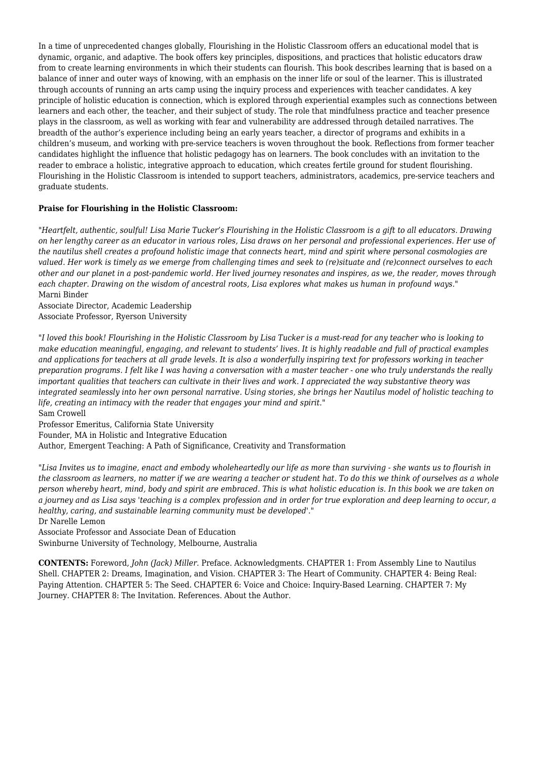In a time of unprecedented changes globally, Flourishing in the Holistic Classroom offers an educational model that is dynamic, organic, and adaptive. The book offers key principles, dispositions, and practices that holistic educators draw from to create learning environments in which their students can flourish. This book describes learning that is based on a balance of inner and outer ways of knowing, with an emphasis on the inner life or soul of the learner. This is illustrated through accounts of running an arts camp using the inquiry process and experiences with teacher candidates. A key principle of holistic education is connection, which is explored through experiential examples such as connections between learners and each other, the teacher, and their subject of study. The role that mindfulness practice and teacher presence plays in the classroom, as well as working with fear and vulnerability are addressed through detailed narratives. The breadth of the author's experience including being an early years teacher, a director of programs and exhibits in a children's museum, and working with pre-service teachers is woven throughout the book. Reflections from former teacher candidates highlight the influence that holistic pedagogy has on learners. The book concludes with an invitation to the reader to embrace a holistic, integrative approach to education, which creates fertile ground for student flourishing. Flourishing in the Holistic Classroom is intended to support teachers, administrators, academics, pre-service teachers and graduate students.

**Praise for Flourishing in the Holistic Classroom:**

"*Heartfelt, authentic, soulful! Lisa Marie Tucker's Flourishing in the Holistic Classroom is a gift to all educators. Drawing on her lengthy career as an educator in various roles, Lisa draws on her personal and professional experiences. Her use of the nautilus shell creates a profound holistic image that connects heart, mind and spirit where personal cosmologies are valued. Her work is timely as we emerge from challenging times and seek to (re)situate and (re)connect ourselves to each other and our planet in a post-pandemic world. Her lived journey resonates and inspires, as we, the reader, moves through each chapter. Drawing on the wisdom of ancestral roots, Lisa explores what makes us human in profound ways.*"
Marni Binder
Associate Director, Academic Leadership
Associate Professor, Ryerson University

"*I loved this book! Flourishing in the Holistic Classroom by Lisa Tucker is a must-read for any teacher who is looking to make education meaningful, engaging, and relevant to students' lives. It is highly readable and full of practical examples and applications for teachers at all grade levels. It is also a wonderfully inspiring text for professors working in teacher preparation programs. I felt like I was having a conversation with a master teacher - one who truly understands the really important qualities that teachers can cultivate in their lives and work. I appreciated the way substantive theory was integrated seamlessly into her own personal narrative. Using stories, she brings her Nautilus model of holistic teaching to life, creating an intimacy with the reader that engages your mind and spirit.*"
Sam Crowell
Professor Emeritus, California State University
Founder, MA in Holistic and Integrative Education
Author, Emergent Teaching: A Path of Significance, Creativity and Transformation

"*Lisa Invites us to imagine, enact and embody wholeheartedly our life as more than surviving - she wants us to flourish in the classroom as learners, no matter if we are wearing a teacher or student hat. To do this we think of ourselves as a whole person whereby heart, mind, body and spirit are embraced. This is what holistic education is. In this book we are taken on a journey and as Lisa says 'teaching is a complex profession and in order for true exploration and deep learning to occur, a healthy, caring, and sustainable learning community must be developed'.*"
Dr Narelle Lemon
Associate Professor and Associate Dean of Education
Swinburne University of Technology, Melbourne, Australia

**CONTENTS:** Foreword, *John (Jack) Miller*. Preface. Acknowledgments. CHAPTER 1: From Assembly Line to Nautilus Shell. CHAPTER 2: Dreams, Imagination, and Vision. CHAPTER 3: The Heart of Community. CHAPTER 4: Being Real: Paying Attention. CHAPTER 5: The Seed. CHAPTER 6: Voice and Choice: Inquiry-Based Learning. CHAPTER 7: My Journey. CHAPTER 8: The Invitation. References. About the Author.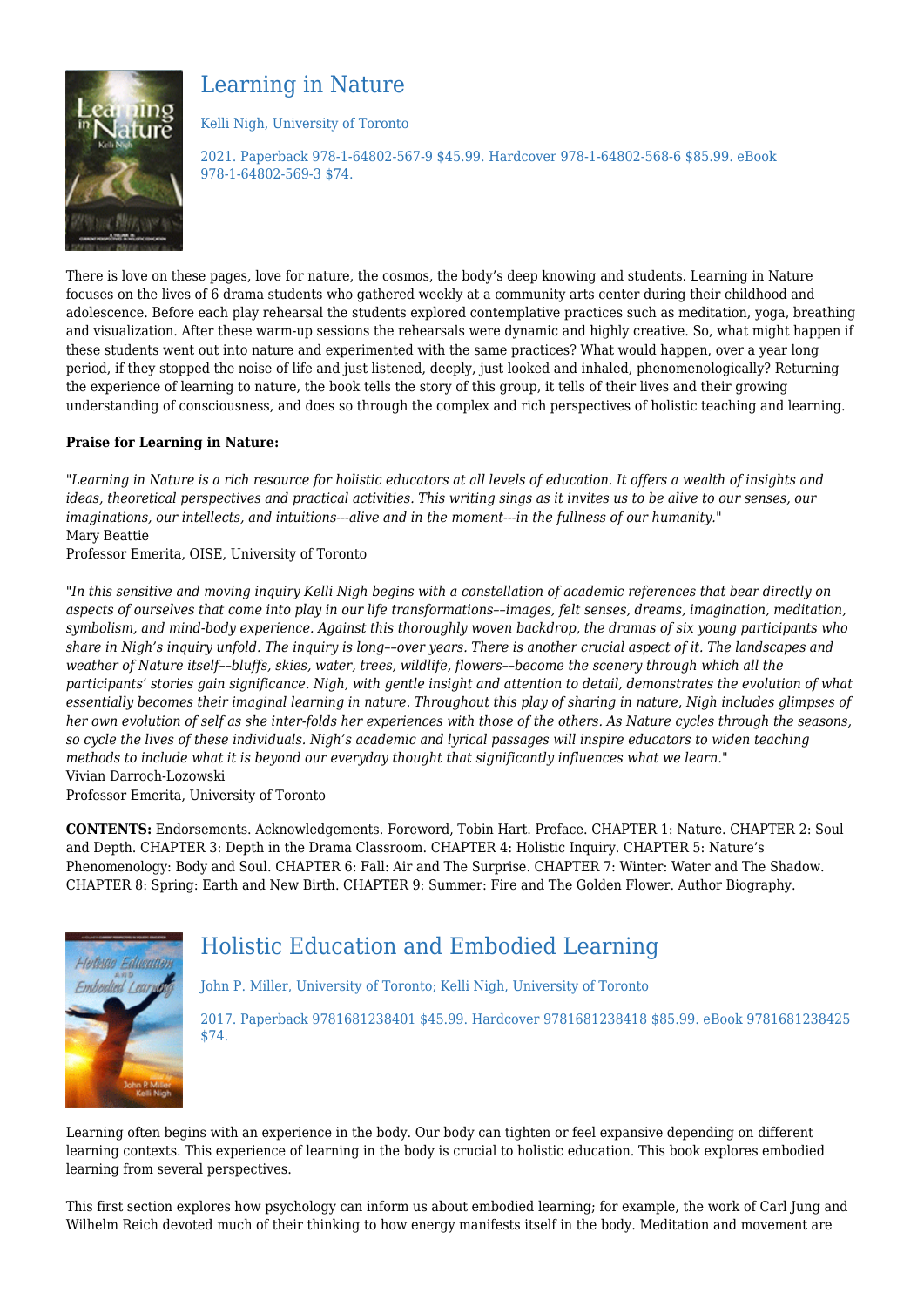## Learning in Nature

Kelli Nigh, University of Toronto

2021. Paperback 978-1-64802-567-9 $45.99. Hardcover 978-1-64802-568-6 $85.99. eBook 978-1-64802-569-3 $74.

There is love on these pages, love for nature, the cosmos, the body's deep knowing and students. Learning in Nature focuses on the lives of 6 drama students who gathered weekly at a community arts center during their childhood and adolescence. Before each play rehearsal the students explored contemplative practices such as meditation, yoga, breathing and visualization. After these warm-up sessions the rehearsals were dynamic and highly creative. So, what might happen if these students went out into nature and experimented with the same practices? What would happen, over a year long period, if they stopped the noise of life and just listened, deeply, just looked and inhaled, phenomenologically? Returning the experience of learning to nature, the book tells the story of this group, it tells of their lives and their growing understanding of consciousness, and does so through the complex and rich perspectives of holistic teaching and learning.

**Praise for Learning in Nature:**

"*Learning in Nature is a rich resource for holistic educators at all levels of education. It offers a wealth of insights and ideas, theoretical perspectives and practical activities. This writing sings as it invites us to be alive to our senses, our imaginations, our intellects, and intuitions---alive and in the moment---in the fullness of our humanity.*"
Mary Beattie
Professor Emerita, OISE, University of Toronto

"*In this sensitive and moving inquiry Kelli Nigh begins with a constellation of academic references that bear directly on aspects of ourselves that come into play in our life transformations––images, felt senses, dreams, imagination, meditation, symbolism, and mind-body experience. Against this thoroughly woven backdrop, the dramas of six young participants who share in Nigh's inquiry unfold. The inquiry is long––over years. There is another crucial aspect of it. The landscapes and weather of Nature itself––bluffs, skies, water, trees, wildlife, flowers––become the scenery through which all the participants' stories gain significance. Nigh, with gentle insight and attention to detail, demonstrates the evolution of what essentially becomes their imaginal learning in nature. Throughout this play of sharing in nature, Nigh includes glimpses of her own evolution of self as she inter-folds her experiences with those of the others. As Nature cycles through the seasons, so cycle the lives of these individuals. Nigh's academic and lyrical passages will inspire educators to widen teaching methods to include what it is beyond our everyday thought that significantly influences what we learn.*"
Vivian Darroch-Lozowski
Professor Emerita, University of Toronto

**CONTENTS:** Endorsements. Acknowledgements. Foreword, Tobin Hart. Preface. CHAPTER 1: Nature. CHAPTER 2: Soul and Depth. CHAPTER 3: Depth in the Drama Classroom. CHAPTER 4: Holistic Inquiry. CHAPTER 5: Nature's Phenomenology: Body and Soul. CHAPTER 6: Fall: Air and The Surprise. CHAPTER 7: Winter: Water and The Shadow. CHAPTER 8: Spring: Earth and New Birth. CHAPTER 9: Summer: Fire and The Golden Flower. Author Biography.

## Holistic Education and Embodied Learning

John P. Miller, University of Toronto; Kelli Nigh, University of Toronto

2017. Paperback 9781681238401 $45.99. Hardcover 9781681238418 $85.99. eBook 9781681238425 $74.

Learning often begins with an experience in the body. Our body can tighten or feel expansive depending on different learning contexts. This experience of learning in the body is crucial to holistic education. This book explores embodied learning from several perspectives.

This first section explores how psychology can inform us about embodied learning; for example, the work of Carl Jung and Wilhelm Reich devoted much of their thinking to how energy manifests itself in the body. Meditation and movement are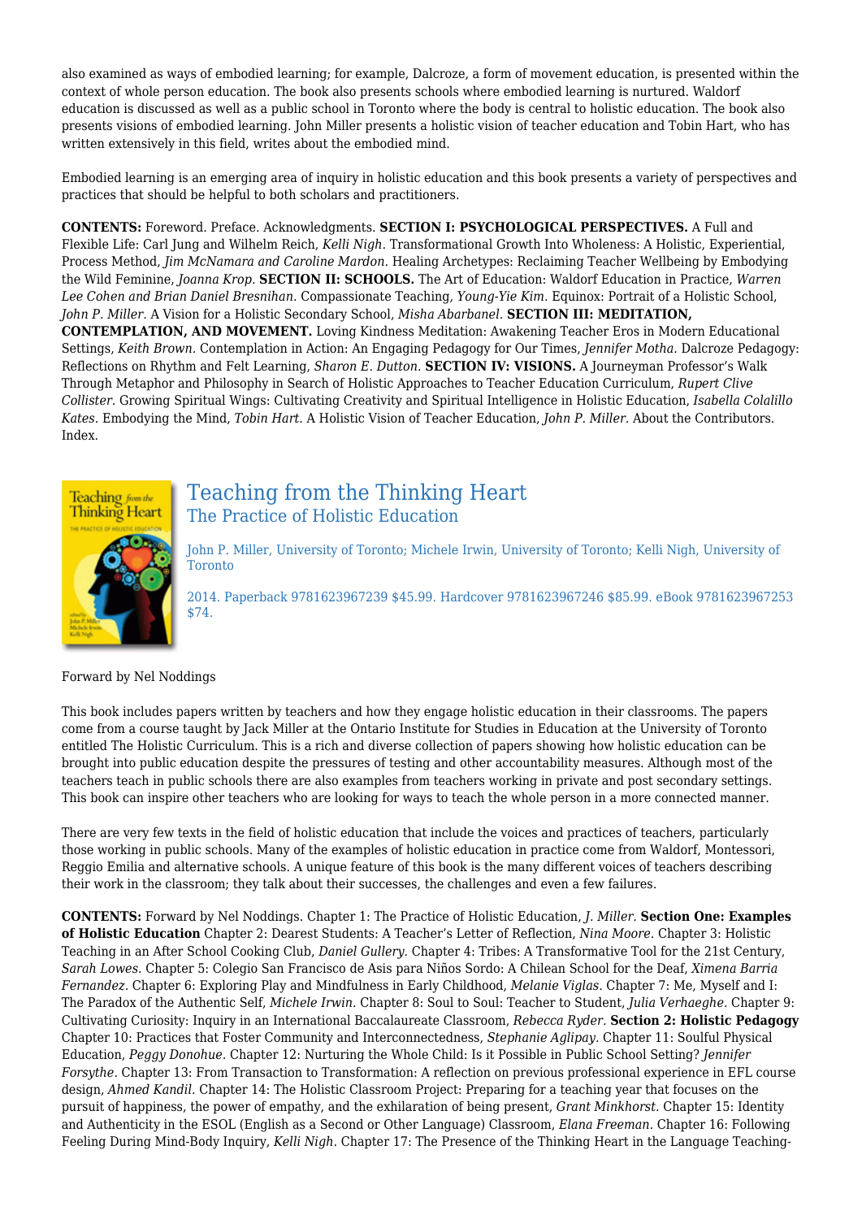also examined as ways of embodied learning; for example, Dalcroze, a form of movement education, is presented within the context of whole person education. The book also presents schools where embodied learning is nurtured. Waldorf education is discussed as well as a public school in Toronto where the body is central to holistic education. The book also presents visions of embodied learning. John Miller presents a holistic vision of teacher education and Tobin Hart, who has written extensively in this field, writes about the embodied mind.

Embodied learning is an emerging area of inquiry in holistic education and this book presents a variety of perspectives and practices that should be helpful to both scholars and practitioners.

**CONTENTS:** Foreword. Preface. Acknowledgments. **SECTION I: PSYCHOLOGICAL PERSPECTIVES.** A Full and Flexible Life: Carl Jung and Wilhelm Reich, *Kelli Nigh.* Transformational Growth Into Wholeness: A Holistic, Experiential, Process Method, *Jim McNamara and Caroline Mardon.* Healing Archetypes: Reclaiming Teacher Wellbeing by Embodying the Wild Feminine, *Joanna Krop.* **SECTION II: SCHOOLS.** The Art of Education: Waldorf Education in Practice, *Warren Lee Cohen and Brian Daniel Bresnihan.* Compassionate Teaching, *Young-Yie Kim.* Equinox: Portrait of a Holistic School, *John P. Miller.* A Vision for a Holistic Secondary School, *Misha Abarbanel.* **SECTION III: MEDITATION, CONTEMPLATION, AND MOVEMENT.** Loving Kindness Meditation: Awakening Teacher Eros in Modern Educational Settings, *Keith Brown.* Contemplation in Action: An Engaging Pedagogy for Our Times, *Jennifer Motha.* Dalcroze Pedagogy: Reflections on Rhythm and Felt Learning, *Sharon E. Dutton.* **SECTION IV: VISIONS.** A Journeyman Professor's Walk Through Metaphor and Philosophy in Search of Holistic Approaches to Teacher Education Curriculum, *Rupert Clive Collister.* Growing Spiritual Wings: Cultivating Creativity and Spiritual Intelligence in Holistic Education, *Isabella Colalillo Kates.* Embodying the Mind, *Tobin Hart.* A Holistic Vision of Teacher Education, *John P. Miller.* About the Contributors. Index.

## Teaching from the Thinking Heart

### The Practice of Holistic Education

John P. Miller, University of Toronto; Michele Irwin, University of Toronto; Kelli Nigh, University of Toronto

2014. Paperback 9781623967239 $45.99. Hardcover 9781623967246 $85.99. eBook 9781623967253 $74.

Forward by Nel Noddings

This book includes papers written by teachers and how they engage holistic education in their classrooms. The papers come from a course taught by Jack Miller at the Ontario Institute for Studies in Education at the University of Toronto entitled The Holistic Curriculum. This is a rich and diverse collection of papers showing how holistic education can be brought into public education despite the pressures of testing and other accountability measures. Although most of the teachers teach in public schools there are also examples from teachers working in private and post secondary settings. This book can inspire other teachers who are looking for ways to teach the whole person in a more connected manner.

There are very few texts in the field of holistic education that include the voices and practices of teachers, particularly those working in public schools. Many of the examples of holistic education in practice come from Waldorf, Montessori, Reggio Emilia and alternative schools. A unique feature of this book is the many different voices of teachers describing their work in the classroom; they talk about their successes, the challenges and even a few failures.

**CONTENTS:** Forward by Nel Noddings. Chapter 1: The Practice of Holistic Education, *J. Miller.* **Section One: Examples of Holistic Education** Chapter 2: Dearest Students: A Teacher's Letter of Reflection, *Nina Moore.* Chapter 3: Holistic Teaching in an After School Cooking Club, *Daniel Gullery.* Chapter 4: Tribes: A Transformative Tool for the 21st Century, *Sarah Lowes.* Chapter 5: Colegio San Francisco de Asis para Niños Sordo: A Chilean School for the Deaf, *Ximena Barria Fernandez.* Chapter 6: Exploring Play and Mindfulness in Early Childhood, *Melanie Viglas.* Chapter 7: Me, Myself and I: The Paradox of the Authentic Self, *Michele Irwin.* Chapter 8: Soul to Soul: Teacher to Student, *Julia Verhaeghe.* Chapter 9: Cultivating Curiosity: Inquiry in an International Baccalaureate Classroom, *Rebecca Ryder.* **Section 2: Holistic Pedagogy** Chapter 10: Practices that Foster Community and Interconnectedness, *Stephanie Aglipay.* Chapter 11: Soulful Physical Education, *Peggy Donohue.* Chapter 12: Nurturing the Whole Child: Is it Possible in Public School Setting? *Jennifer Forsythe.* Chapter 13: From Transaction to Transformation: A reflection on previous professional experience in EFL course design, *Ahmed Kandil.* Chapter 14: The Holistic Classroom Project: Preparing for a teaching year that focuses on the pursuit of happiness, the power of empathy, and the exhilaration of being present, *Grant Minkhorst.* Chapter 15: Identity and Authenticity in the ESOL (English as a Second or Other Language) Classroom, *Elana Freeman.* Chapter 16: Following Feeling During Mind-Body Inquiry, *Kelli Nigh.* Chapter 17: The Presence of the Thinking Heart in the Language Teaching-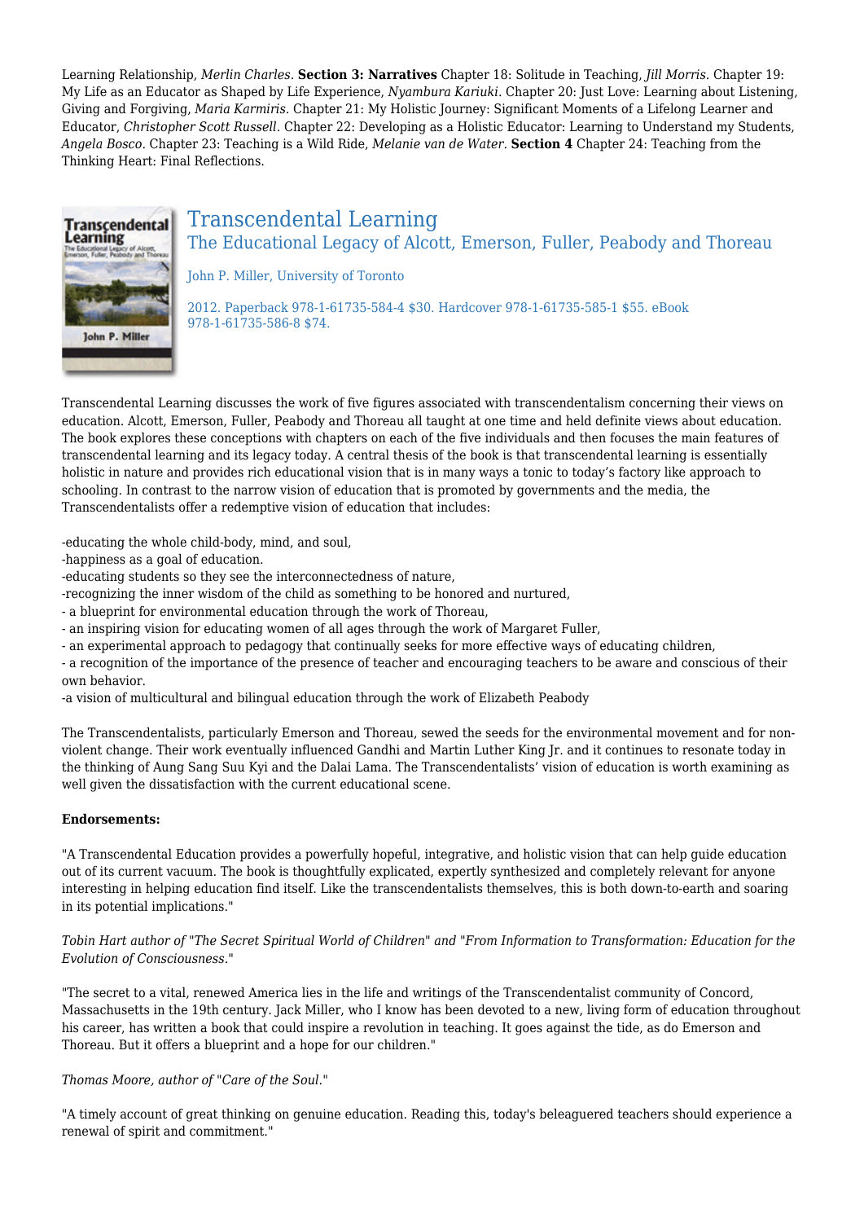Learning Relationship, *Merlin Charles.* **Section 3: Narratives** Chapter 18: Solitude in Teaching, *Jill Morris.* Chapter 19: My Life as an Educator as Shaped by Life Experience, *Nyambura Kariuki.* Chapter 20: Just Love: Learning about Listening, Giving and Forgiving, *Maria Karmiris.* Chapter 21: My Holistic Journey: Significant Moments of a Lifelong Learner and Educator, *Christopher Scott Russell.* Chapter 22: Developing as a Holistic Educator: Learning to Understand my Students, *Angela Bosco.* Chapter 23: Teaching is a Wild Ride, *Melanie van de Water.* **Section 4** Chapter 24: Teaching from the Thinking Heart: Final Reflections.

## Transcendental Learning

### The Educational Legacy of Alcott, Emerson, Fuller, Peabody and Thoreau

John P. Miller, University of Toronto

2012. Paperback 978-1-61735-584-4 $30. Hardcover 978-1-61735-585-1 $55. eBook 978-1-61735-586-8 $74.

Transcendental Learning discusses the work of five figures associated with transcendentalism concerning their views on education. Alcott, Emerson, Fuller, Peabody and Thoreau all taught at one time and held definite views about education. The book explores these conceptions with chapters on each of the five individuals and then focuses the main features of transcendental learning and its legacy today. A central thesis of the book is that transcendental learning is essentially holistic in nature and provides rich educational vision that is in many ways a tonic to today's factory like approach to schooling. In contrast to the narrow vision of education that is promoted by governments and the media, the Transcendentalists offer a redemptive vision of education that includes:

-educating the whole child-body, mind, and soul,
-happiness as a goal of education.
-educating students so they see the interconnectedness of nature,
-recognizing the inner wisdom of the child as something to be honored and nurtured,
- a blueprint for environmental education through the work of Thoreau,
- an inspiring vision for educating women of all ages through the work of Margaret Fuller,
- an experimental approach to pedagogy that continually seeks for more effective ways of educating children,
- a recognition of the importance of the presence of teacher and encouraging teachers to be aware and conscious of their own behavior.
-a vision of multicultural and bilingual education through the work of Elizabeth Peabody

The Transcendentalists, particularly Emerson and Thoreau, sewed the seeds for the environmental movement and for non-violent change. Their work eventually influenced Gandhi and Martin Luther King Jr. and it continues to resonate today in the thinking of Aung Sang Suu Kyi and the Dalai Lama. The Transcendentalists' vision of education is worth examining as well given the dissatisfaction with the current educational scene.

**Endorsements:**

"A Transcendental Education provides a powerfully hopeful, integrative, and holistic vision that can help guide education out of its current vacuum. The book is thoughtfully explicated, expertly synthesized and completely relevant for anyone interesting in helping education find itself. Like the transcendentalists themselves, this is both down-to-earth and soaring in its potential implications."

*Tobin Hart author of "The Secret Spiritual World of Children" and "From Information to Transformation: Education for the Evolution of Consciousness."*

"The secret to a vital, renewed America lies in the life and writings of the Transcendentalist community of Concord, Massachusetts in the 19th century. Jack Miller, who I know has been devoted to a new, living form of education throughout his career, has written a book that could inspire a revolution in teaching. It goes against the tide, as do Emerson and Thoreau. But it offers a blueprint and a hope for our children."

*Thomas Moore, author of "Care of the Soul."*

"A timely account of great thinking on genuine education. Reading this, today's beleaguered teachers should experience a renewal of spirit and commitment."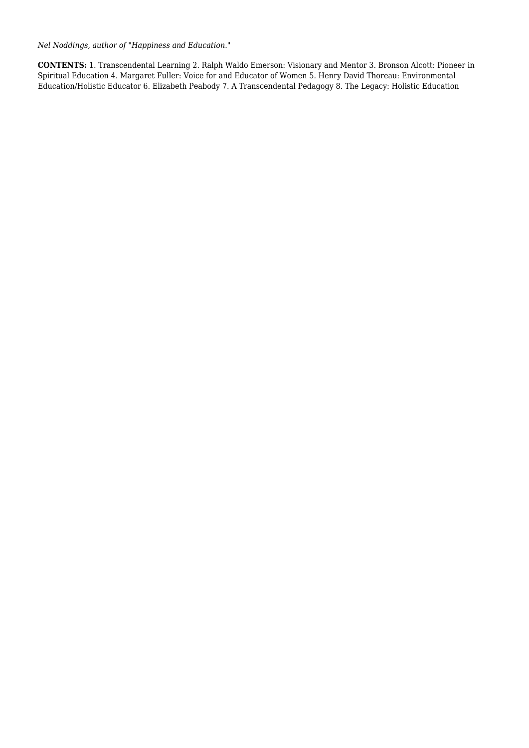*Nel Noddings, author of "Happiness and Education."*

**CONTENTS:** 1. Transcendental Learning 2. Ralph Waldo Emerson: Visionary and Mentor 3. Bronson Alcott: Pioneer in Spiritual Education 4. Margaret Fuller: Voice for and Educator of Women 5. Henry David Thoreau: Environmental Education/Holistic Educator 6. Elizabeth Peabody 7. A Transcendental Pedagogy 8. The Legacy: Holistic Education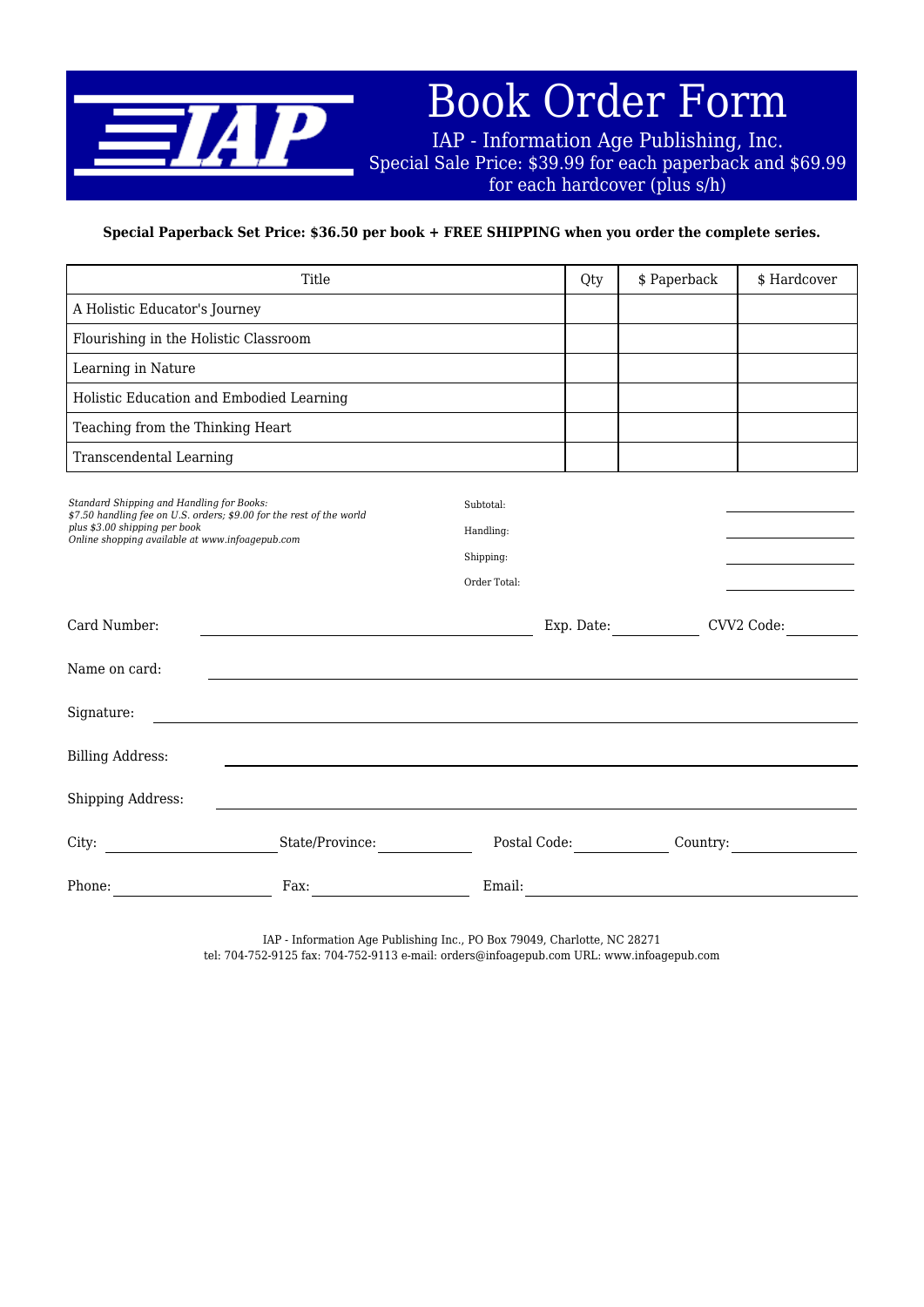# Book Order Form

IAP - Information Age Publishing, Inc.
Special Sale Price: $39.99 for each paperback and $69.99 for each hardcover (plus s/h)

**Special Paperback Set Price: $36.50 per book + FREE SHIPPING when you order the complete series.**

| Title | Qty | $ Paperback | $ Hardcover |
|---|---|---|---|
| A Holistic Educator's Journey | | | |
| Flourishing in the Holistic Classroom | | | |
| Learning in Nature | | | |
| Holistic Education and Embodied Learning | | | |
| Teaching from the Thinking Heart | | | |
| Transcendental Learning | | | |

*Standard Shipping and Handling for Books:*
*$7.50 handling fee on U.S. orders; $9.00 for the rest of the world*
*plus $3.00 shipping per book*
*Online shopping available at www.infoagepub.com*

Subtotal: ____________

Handling: ____________

Shipping: ____________

Order Total: ____________

Card Number: ____________ Exp. Date: ____________ CVV2 Code: ____________

Name on card: ____________

Signature: ____________

Billing Address: ____________

Shipping Address: ____________

City: ____________ State/Province: ____________ Postal Code: ____________ Country: ____________

Phone: ____________ Fax: ____________ Email: ____________

IAP - Information Age Publishing Inc., PO Box 79049, Charlotte, NC 28271
tel: 704-752-9125 fax: 704-752-9113 e-mail: orders@infoagepub.com URL: www.infoagepub.com